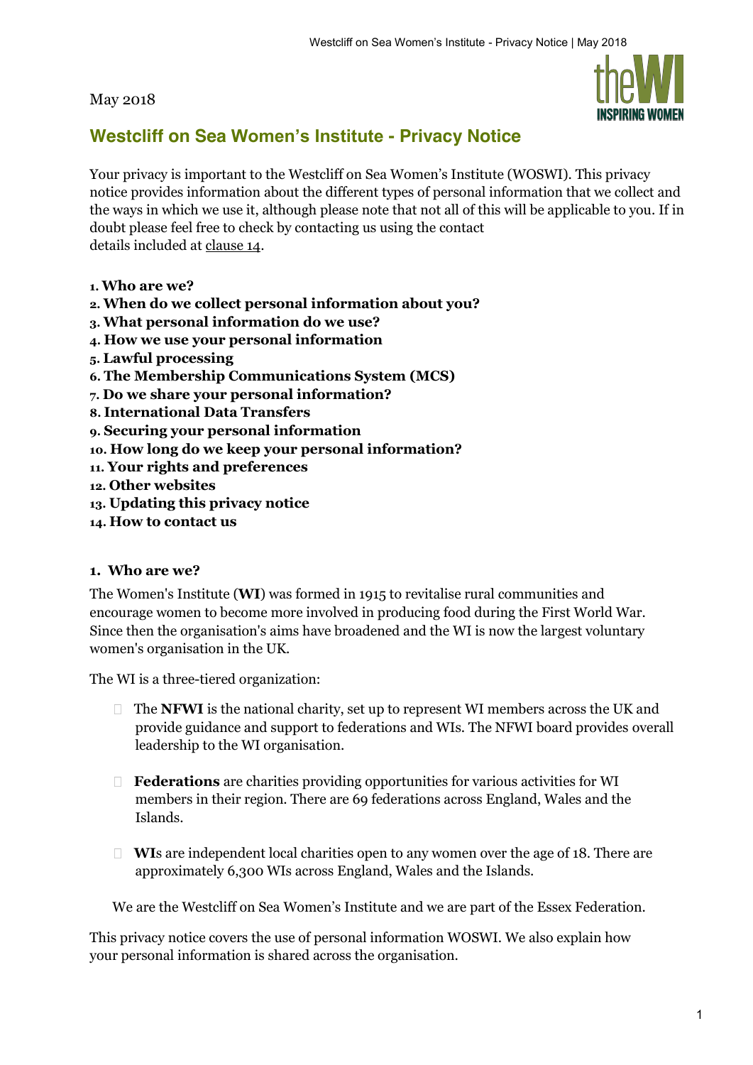May 2018

# Westcliff on Sea Women's Institute - Privacy Notice

Your privacy is important to the Westcliff on Sea Women's Institute (WOSWI). This privacy notice provides information about the different types of personal information that we collect and the ways in which we use it, although please note that not all of this will be applicable to you. If in doubt please feel free to check by contacting us using the contact details included at clause 14.

1. **Who are we?**
2. **When do we collect personal information about you?**
3. **What personal information do we use?**
4. **How we use your personal information**
5. **Lawful processing**
6. **The Membership Communications System (MCS)**
7. **Do we share your personal information?**
8. **International Data Transfers**
9. **Securing your personal information**
10. **How long do we keep your personal information?**
11. **Your rights and preferences**
12. **Other websites**
13. **Updating this privacy notice**
14. **How to contact us**

## 1. Who are we?

The Women's Institute (**WI**) was formed in 1915 to revitalise rural communities and encourage women to become more involved in producing food during the First World War. Since then the organisation's aims have broadened and the WI is now the largest voluntary women's organisation in the UK.

The WI is a three-tiered organization:

- The **NFWI** is the national charity, set up to represent WI members across the UK and provide guidance and support to federations and WIs. The NFWI board provides overall leadership to the WI organisation.
- **Federations** are charities providing opportunities for various activities for WI members in their region. There are 69 federations across England, Wales and the Islands.
- **WI**s are independent local charities open to any women over the age of 18. There are approximately 6,300 WIs across England, Wales and the Islands.

We are the Westcliff on Sea Women's Institute and we are part of the Essex Federation.

This privacy notice covers the use of personal information WOSWI. We also explain how your personal information is shared across the organisation.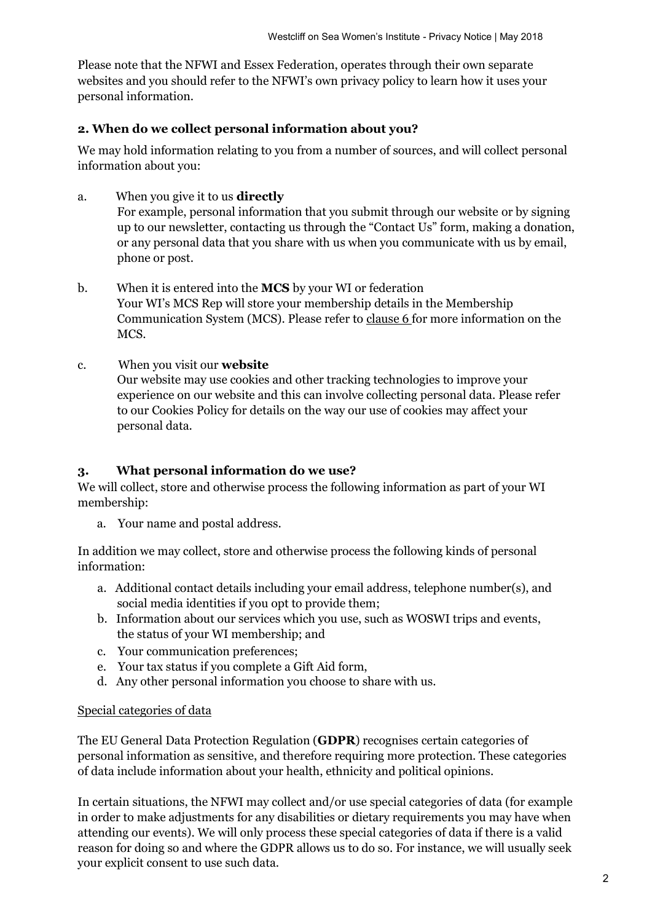Please note that the NFWI and Essex Federation, operates through their own separate websites and you should refer to the NFWI's own privacy policy to learn how it uses your personal information.

## 2. When do we collect personal information about you?

We may hold information relating to you from a number of sources, and will collect personal information about you:

a. When you give it to us **directly**
   For example, personal information that you submit through our website or by signing up to our newsletter, contacting us through the "Contact Us" form, making a donation, or any personal data that you share with us when you communicate with us by email, phone or post.

b. When it is entered into the **MCS** by your WI or federation
   Your WI's MCS Rep will store your membership details in the Membership Communication System (MCS). Please refer to clause 6 for more information on the MCS.

c. When you visit our **website**
   Our website may use cookies and other tracking technologies to improve your experience on our website and this can involve collecting personal data. Please refer to our Cookies Policy for details on the way our use of cookies may affect your personal data.

## 3. What personal information do we use?

We will collect, store and otherwise process the following information as part of your WI membership:

a. Your name and postal address.

In addition we may collect, store and otherwise process the following kinds of personal information:

a. Additional contact details including your email address, telephone number(s), and social media identities if you opt to provide them;
b. Information about our services which you use, such as WOSWI trips and events, the status of your WI membership; and
c. Your communication preferences;
e. Your tax status if you complete a Gift Aid form,
d. Any other personal information you choose to share with us.

Special categories of data

The EU General Data Protection Regulation (**GDPR**) recognises certain categories of personal information as sensitive, and therefore requiring more protection. These categories of data include information about your health, ethnicity and political opinions.

In certain situations, the NFWI may collect and/or use special categories of data (for example in order to make adjustments for any disabilities or dietary requirements you may have when attending our events). We will only process these special categories of data if there is a valid reason for doing so and where the GDPR allows us to do so. For instance, we will usually seek your explicit consent to use such data.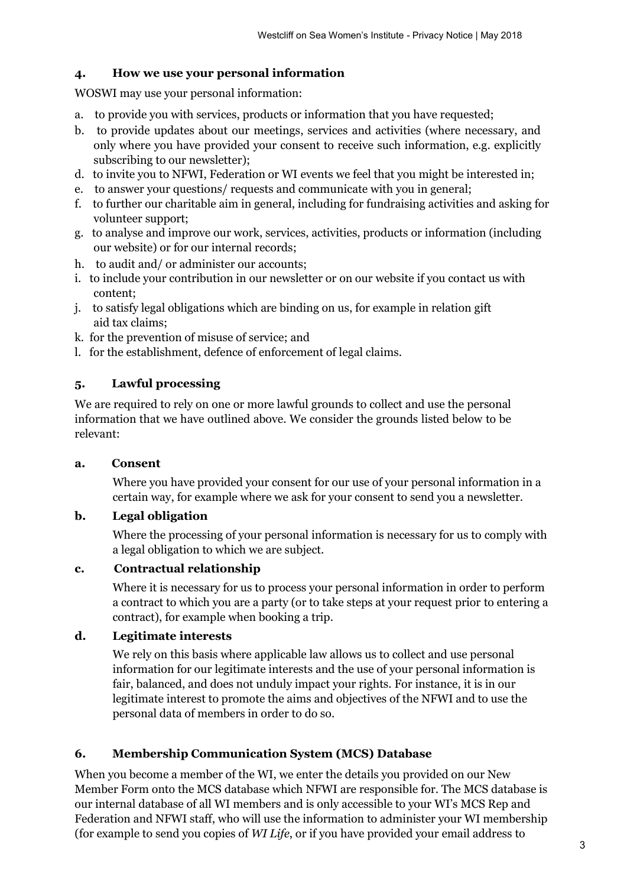## 4. How we use your personal information

WOSWI may use your personal information:

a. to provide you with services, products or information that you have requested;
b. to provide updates about our meetings, services and activities (where necessary, and only where you have provided your consent to receive such information, e.g. explicitly subscribing to our newsletter);
d. to invite you to NFWI, Federation or WI events we feel that you might be interested in;
e. to answer your questions/ requests and communicate with you in general;
f. to further our charitable aim in general, including for fundraising activities and asking for volunteer support;
g. to analyse and improve our work, services, activities, products or information (including our website) or for our internal records;
h. to audit and/ or administer our accounts;
i. to include your contribution in our newsletter or on our website if you contact us with content;
j. to satisfy legal obligations which are binding on us, for example in relation gift aid tax claims;
k. for the prevention of misuse of service; and
l. for the establishment, defence of enforcement of legal claims.

## 5. Lawful processing

We are required to rely on one or more lawful grounds to collect and use the personal information that we have outlined above. We consider the grounds listed below to be relevant:

### a. Consent

Where you have provided your consent for our use of your personal information in a certain way, for example where we ask for your consent to send you a newsletter.

### b. Legal obligation

Where the processing of your personal information is necessary for us to comply with a legal obligation to which we are subject.

### c. Contractual relationship

Where it is necessary for us to process your personal information in order to perform a contract to which you are a party (or to take steps at your request prior to entering a contract), for example when booking a trip.

### d. Legitimate interests

We rely on this basis where applicable law allows us to collect and use personal information for our legitimate interests and the use of your personal information is fair, balanced, and does not unduly impact your rights. For instance, it is in our legitimate interest to promote the aims and objectives of the NFWI and to use the personal data of members in order to do so.

## 6. Membership Communication System (MCS) Database

When you become a member of the WI, we enter the details you provided on our New Member Form onto the MCS database which NFWI are responsible for. The MCS database is our internal database of all WI members and is only accessible to your WI's MCS Rep and Federation and NFWI staff, who will use the information to administer your WI membership (for example to send you copies of *WI Life*, or if you have provided your email address to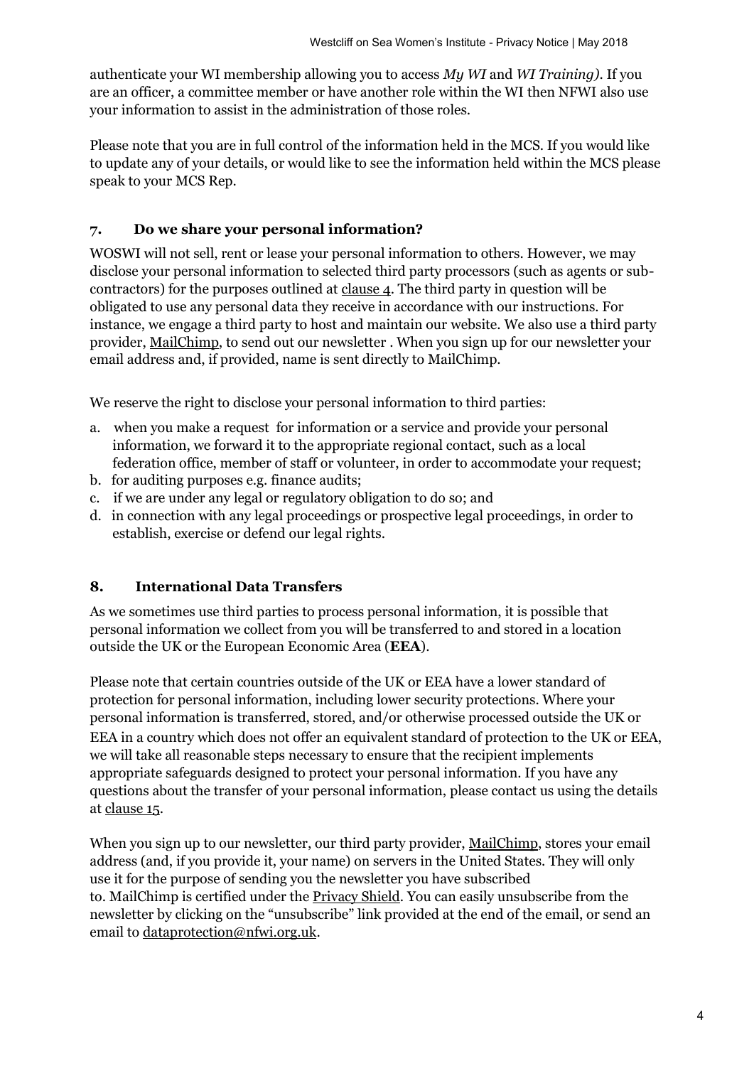authenticate your WI membership allowing you to access *My WI* and *WI Training)*. If you are an officer, a committee member or have another role within the WI then NFWI also use your information to assist in the administration of those roles.

Please note that you are in full control of the information held in the MCS. If you would like to update any of your details, or would like to see the information held within the MCS please speak to your MCS Rep.

## 7. Do we share your personal information?

WOSWI will not sell, rent or lease your personal information to others. However, we may disclose your personal information to selected third party processors (such as agents or sub-contractors) for the purposes outlined at clause 4. The third party in question will be obligated to use any personal data they receive in accordance with our instructions. For instance, we engage a third party to host and maintain our website. We also use a third party provider, MailChimp, to send out our newsletter . When you sign up for our newsletter your email address and, if provided, name is sent directly to MailChimp.

We reserve the right to disclose your personal information to third parties:

a. when you make a request for information or a service and provide your personal information, we forward it to the appropriate regional contact, such as a local federation office, member of staff or volunteer, in order to accommodate your request;
b. for auditing purposes e.g. finance audits;
c. if we are under any legal or regulatory obligation to do so; and
d. in connection with any legal proceedings or prospective legal proceedings, in order to establish, exercise or defend our legal rights.

## 8. International Data Transfers

As we sometimes use third parties to process personal information, it is possible that personal information we collect from you will be transferred to and stored in a location outside the UK or the European Economic Area (**EEA**).

Please note that certain countries outside of the UK or EEA have a lower standard of protection for personal information, including lower security protections. Where your personal information is transferred, stored, and/or otherwise processed outside the UK or EEA in a country which does not offer an equivalent standard of protection to the UK or EEA, we will take all reasonable steps necessary to ensure that the recipient implements appropriate safeguards designed to protect your personal information. If you have any questions about the transfer of your personal information, please contact us using the details at clause 15.

When you sign up to our newsletter, our third party provider, MailChimp, stores your email address (and, if you provide it, your name) on servers in the United States. They will only use it for the purpose of sending you the newsletter you have subscribed to. MailChimp is certified under the Privacy Shield. You can easily unsubscribe from the newsletter by clicking on the "unsubscribe" link provided at the end of the email, or send an email to dataprotection@nfwi.org.uk.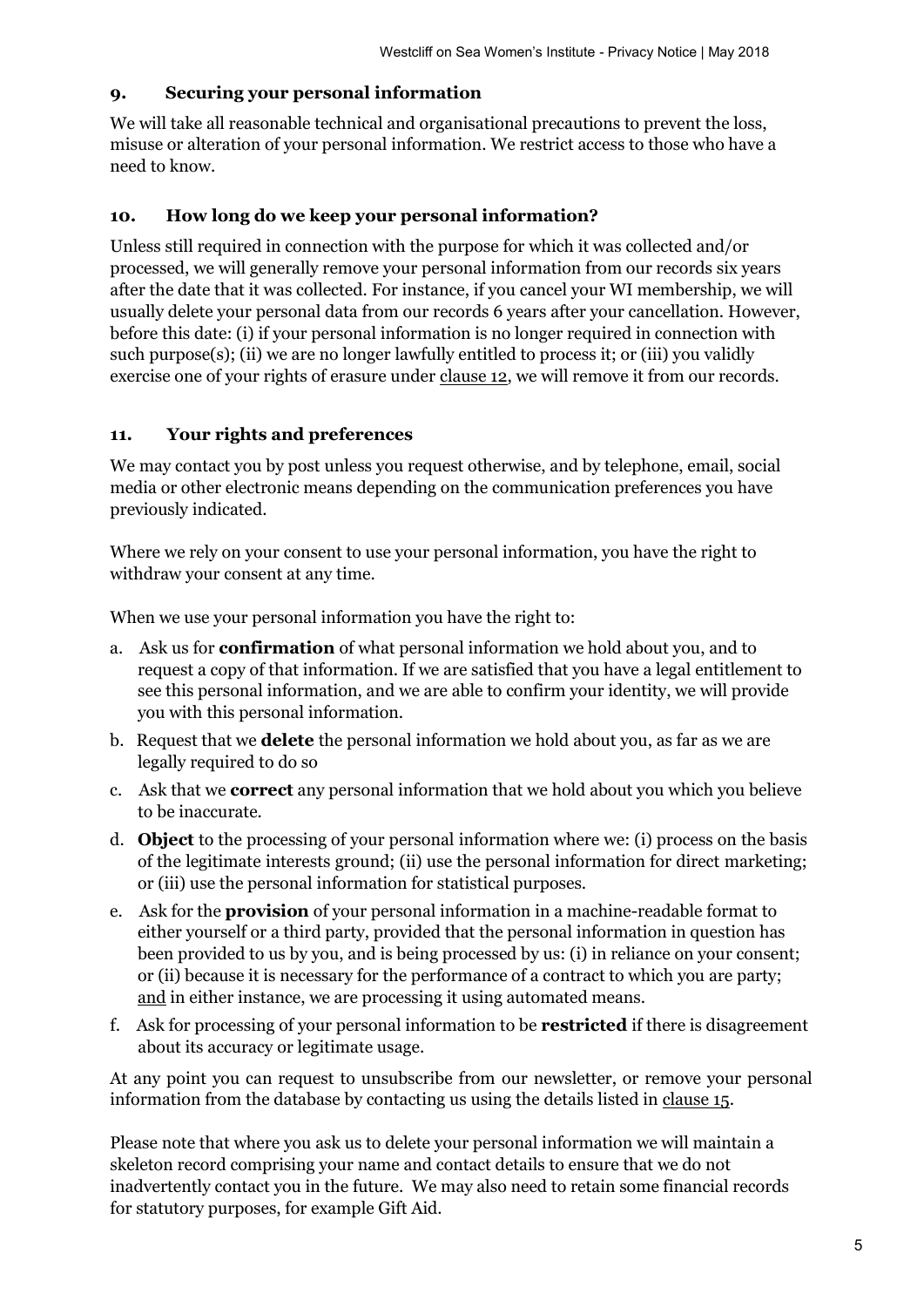## 9. Securing your personal information

We will take all reasonable technical and organisational precautions to prevent the loss, misuse or alteration of your personal information. We restrict access to those who have a need to know.

## 10. How long do we keep your personal information?

Unless still required in connection with the purpose for which it was collected and/or processed, we will generally remove your personal information from our records six years after the date that it was collected. For instance, if you cancel your WI membership, we will usually delete your personal data from our records 6 years after your cancellation. However, before this date: (i) if your personal information is no longer required in connection with such purpose(s); (ii) we are no longer lawfully entitled to process it; or (iii) you validly exercise one of your rights of erasure under clause 12, we will remove it from our records.

## 11. Your rights and preferences

We may contact you by post unless you request otherwise, and by telephone, email, social media or other electronic means depending on the communication preferences you have previously indicated.

Where we rely on your consent to use your personal information, you have the right to withdraw your consent at any time.

When we use your personal information you have the right to:

a. Ask us for **confirmation** of what personal information we hold about you, and to request a copy of that information. If we are satisfied that you have a legal entitlement to see this personal information, and we are able to confirm your identity, we will provide you with this personal information.
b. Request that we **delete** the personal information we hold about you, as far as we are legally required to do so
c. Ask that we **correct** any personal information that we hold about you which you believe to be inaccurate.
d. **Object** to the processing of your personal information where we: (i) process on the basis of the legitimate interests ground; (ii) use the personal information for direct marketing; or (iii) use the personal information for statistical purposes.
e. Ask for the **provision** of your personal information in a machine-readable format to either yourself or a third party, provided that the personal information in question has been provided to us by you, and is being processed by us: (i) in reliance on your consent; or (ii) because it is necessary for the performance of a contract to which you are party; and in either instance, we are processing it using automated means.
f. Ask for processing of your personal information to be **restricted** if there is disagreement about its accuracy or legitimate usage.

At any point you can request to unsubscribe from our newsletter, or remove your personal information from the database by contacting us using the details listed in clause 15.

Please note that where you ask us to delete your personal information we will maintain a skeleton record comprising your name and contact details to ensure that we do not inadvertently contact you in the future. We may also need to retain some financial records for statutory purposes, for example Gift Aid.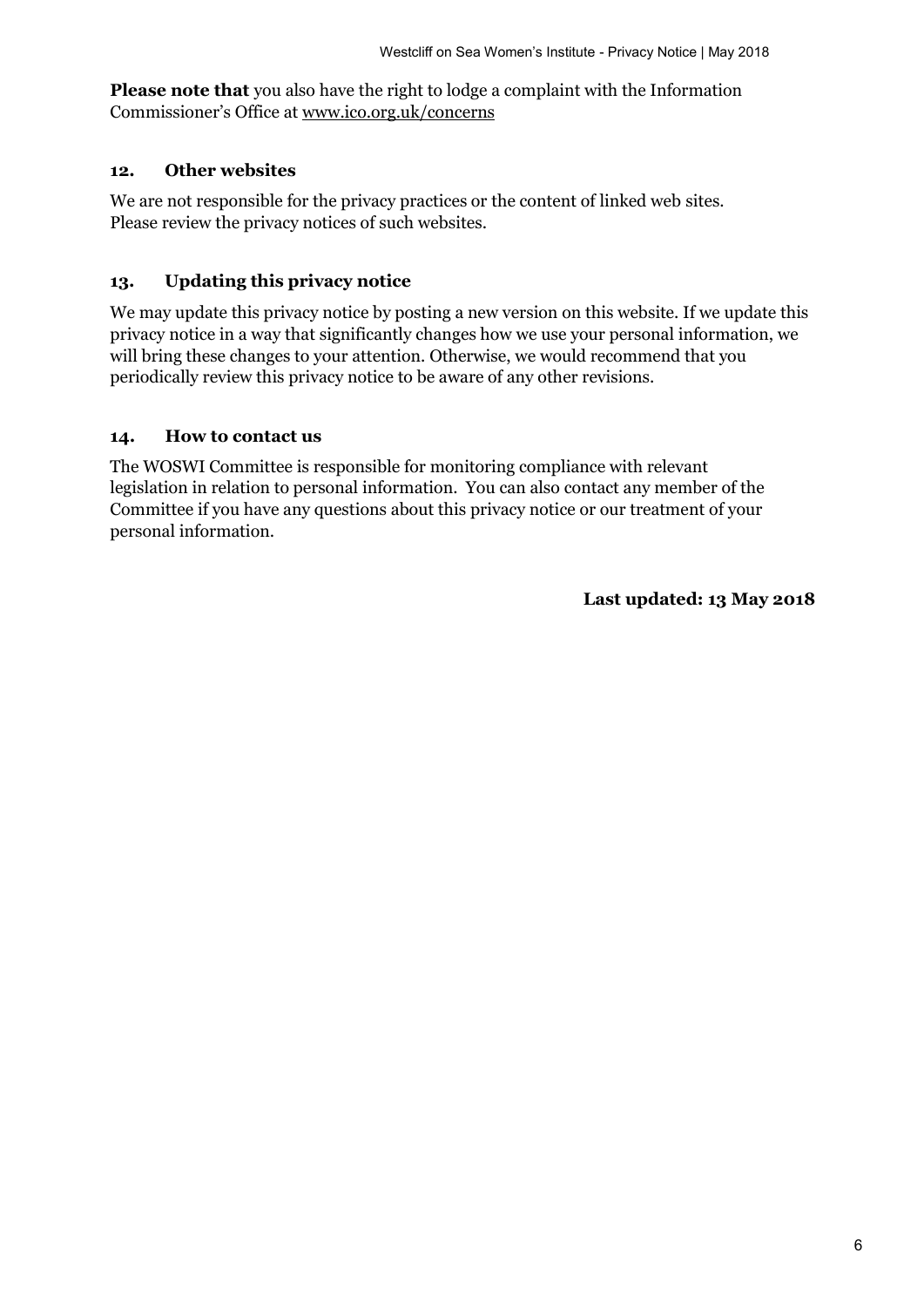**Please note that** you also have the right to lodge a complaint with the Information Commissioner's Office at www.ico.org.uk/concerns

## 12. Other websites

We are not responsible for the privacy practices or the content of linked web sites. Please review the privacy notices of such websites.

## 13. Updating this privacy notice

We may update this privacy notice by posting a new version on this website. If we update this privacy notice in a way that significantly changes how we use your personal information, we will bring these changes to your attention. Otherwise, we would recommend that you periodically review this privacy notice to be aware of any other revisions.

## 14. How to contact us

The WOSWI Committee is responsible for monitoring compliance with relevant legislation in relation to personal information. You can also contact any member of the Committee if you have any questions about this privacy notice or our treatment of your personal information.

**Last updated: 13 May 2018**